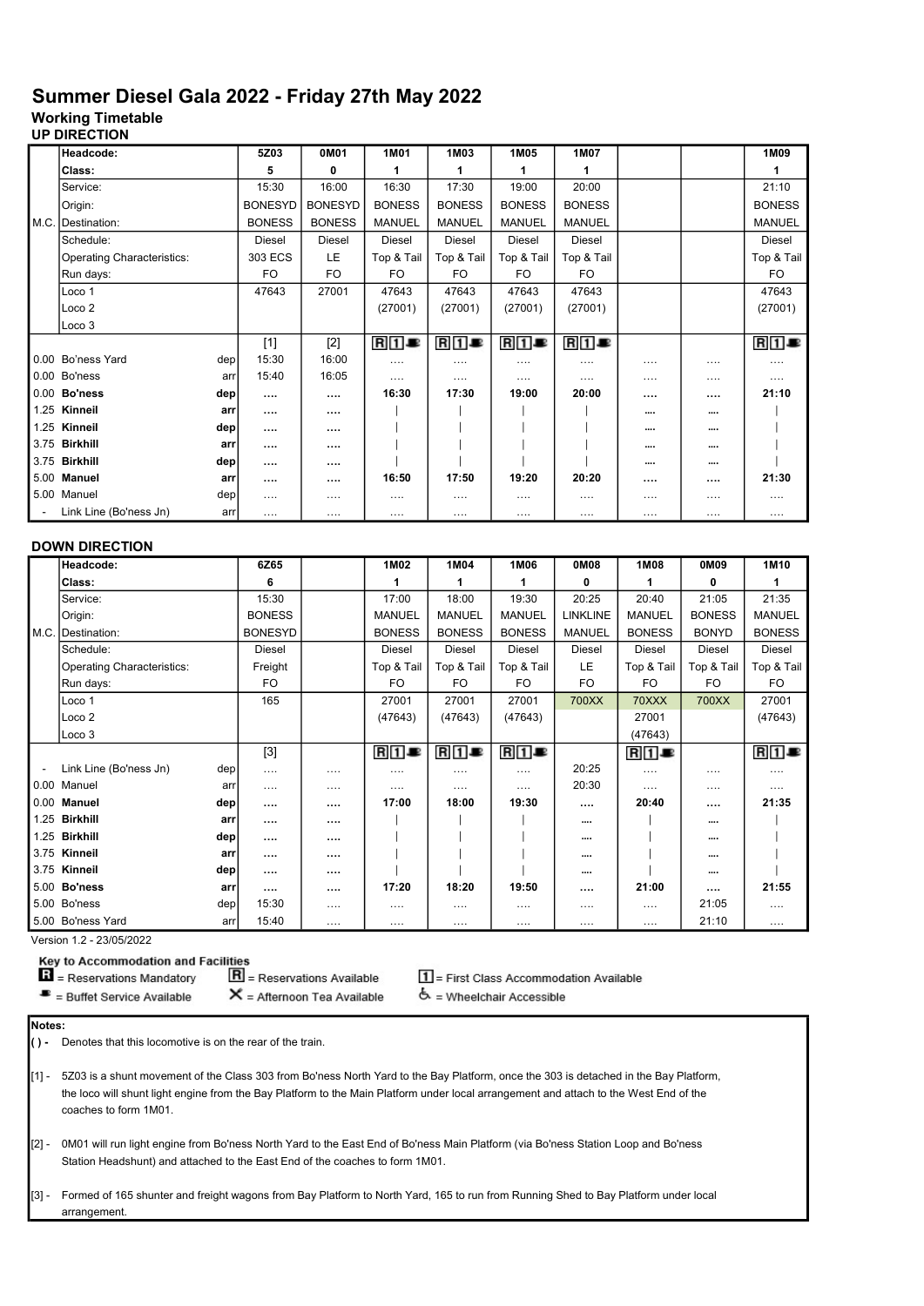# Summer Diesel Gala 2022 - Friday 27th May 2022

## Working Timetable

### UP DIRECTION

| M.C. | | | 5Z03 | 0M01 | 1M01 | 1M03 | 1M05 | 1M07 | | | 1M09 |
|---|---|---|---|---|---|---|---|---|---|---|---|
| | Headcode: | | 5Z03 | 0M01 | 1M01 | 1M03 | 1M05 | 1M07 | | | 1M09 |
| | Class: | | 5 | 0 | 1 | 1 | 1 | 1 | | | 1 |
| | Service: | | 15:30 | 16:00 | 16:30 | 17:30 | 19:00 | 20:00 | | | 21:10 |
| | Origin: | | BONESYD | BONESYD | BONESS | BONESS | BONESS | BONESS | | | BONESS |
| | Destination: | | BONESS | BONESS | MANUEL | MANUEL | MANUEL | MANUEL | | | MANUEL |
| | Schedule: | | Diesel | Diesel | Diesel | Diesel | Diesel | Diesel | | | Diesel |
| | Operating Characteristics: | | 303 ECS | LE | Top & Tail | Top & Tail | Top & Tail | Top & Tail | | | Top & Tail |
| | Run days: | | FO | FO | FO | FO | FO | FO | | | FO |
| | Loco 1 | | 47643 | 27001 | 47643 | 47643 | 47643 | 47643 | | | 47643 |
| | Loco 2 | | | | (27001) | (27001) | (27001) | (27001) | | | (27001) |
| | Loco 3 | | | | | | | | | | |
| | | | [1] | [2] | R 1 Buffet | R 1 Buffet | R 1 Buffet | R 1 Buffet | | | R 1 Buffet |
| 0.00 | Bo'ness Yard | dep | 15:30 | 16:00 | .... | .... | .... | .... | .... | .... | .... |
| 0.00 | Bo'ness | arr | 15:40 | 16:05 | .... | .... | .... | .... | .... | .... | .... |
| 0.00 | **Bo'ness** | **dep** | .... | .... | **16:30** | **17:30** | **19:00** | **20:00** | .... | .... | **21:10** |
| 1.25 | **Kinneil** | **arr** | .... | .... | \| | \| | \| | \| | .... | .... | \| |
| 1.25 | **Kinneil** | **dep** | .... | .... | \| | \| | \| | \| | .... | .... | \| |
| 3.75 | **Birkhill** | **arr** | .... | .... | \| | \| | \| | \| | .... | .... | \| |
| 3.75 | **Birkhill** | **dep** | .... | .... | \| | \| | \| | \| | .... | .... | \| |
| 5.00 | **Manuel** | **arr** | .... | .... | **16:50** | **17:50** | **19:20** | **20:20** | .... | .... | **21:30** |
| 5.00 | Manuel | dep | .... | .... | .... | .... | .... | .... | .... | .... | .... |
| - | Link Line (Bo'ness Jn) | arr | .... | .... | .... | .... | .... | .... | .... | .... | .... |

### DOWN DIRECTION

| M.C. | | | 6Z65 | | 1M02 | 1M04 | 1M06 | 0M08 | 1M08 | 0M09 | 1M10 |
|---|---|---|---|---|---|---|---|---|---|---|---|
| | Headcode: | | 6Z65 | | 1M02 | 1M04 | 1M06 | 0M08 | 1M08 | 0M09 | 1M10 |
| | Class: | | 6 | | 1 | 1 | 1 | 0 | 1 | 0 | 1 |
| | Service: | | 15:30 | | 17:00 | 18:00 | 19:30 | 20:25 | 20:40 | 21:05 | 21:35 |
| | Origin: | | BONESS | | MANUEL | MANUEL | MANUEL | LINKLINE | MANUEL | BONESS | MANUEL |
| | Destination: | | BONESYD | | BONESS | BONESS | BONESS | MANUEL | BONESS | BONYD | BONESS |
| | Schedule: | | Diesel | | Diesel | Diesel | Diesel | Diesel | Diesel | Diesel | Diesel |
| | Operating Characteristics: | | Freight | | Top & Tail | Top & Tail | Top & Tail | LE | Top & Tail | Top & Tail | Top & Tail |
| | Run days: | | FO | | FO | FO | FO | FO | FO | FO | FO |
| | Loco 1 | | 165 | | 27001 | 27001 | 27001 | 700XX | 70XXX | 700XX | 27001 |
| | Loco 2 | | | | (47643) | (47643) | (47643) | | 27001 | | (47643) |
| | Loco 3 | | | | | | | | (47643) | | |
| | | | [3] | | R 1 Buffet | R 1 Buffet | R 1 Buffet | | R 1 Buffet | | R 1 Buffet |
| - | Link Line (Bo'ness Jn) | dep | .... | .... | .... | .... | .... | 20:25 | .... | .... | .... |
| 0.00 | Manuel | arr | .... | .... | .... | .... | .... | 20:30 | .... | .... | .... |
| 0.00 | **Manuel** | **dep** | .... | .... | **17:00** | **18:00** | **19:30** | .... | **20:40** | .... | **21:35** |
| 1.25 | **Birkhill** | **arr** | .... | .... | \| | \| | \| | .... | \| | .... | \| |
| 1.25 | **Birkhill** | **dep** | .... | .... | \| | \| | \| | .... | \| | .... | \| |
| 3.75 | **Kinneil** | **arr** | .... | .... | \| | \| | \| | .... | \| | .... | \| |
| 3.75 | **Kinneil** | **dep** | .... | .... | \| | \| | \| | .... | \| | .... | \| |
| 5.00 | **Bo'ness** | **arr** | .... | .... | **17:20** | **18:20** | **19:50** | .... | **21:00** | .... | **21:55** |
| 5.00 | Bo'ness | dep | 15:30 | .... | .... | .... | .... | .... | .... | 21:05 | .... |
| 5.00 | Bo'ness Yard | arr | 15:40 | .... | .... | .... | .... | .... | .... | 21:10 | .... |

Version 1.2 - 23/05/2022

**Key to Accommodation and Facilities**

- R (filled) = Reservations Mandatory
- R = Reservations Available
- 1 = First Class Accommodation Available
- Buffet symbol = Buffet Service Available
- X = Afternoon Tea Available
- Wheelchair symbol = Wheelchair Accessible

**Notes:**

( ) - Denotes that this locomotive is on the rear of the train.

[1] - 5Z03 is a shunt movement of the Class 303 from Bo'ness North Yard to the Bay Platform, once the 303 is detached in the Bay Platform, the loco will shunt light engine from the Bay Platform to the Main Platform under local arrangement and attach to the West End of the coaches to form 1M01.

[2] - 0M01 will run light engine from Bo'ness North Yard to the East End of Bo'ness Main Platform (via Bo'ness Station Loop and Bo'ness Station Headshunt) and attached to the East End of the coaches to form 1M01.

[3] - Formed of 165 shunter and freight wagons from Bay Platform to North Yard, 165 to run from Running Shed to Bay Platform under local arrangement.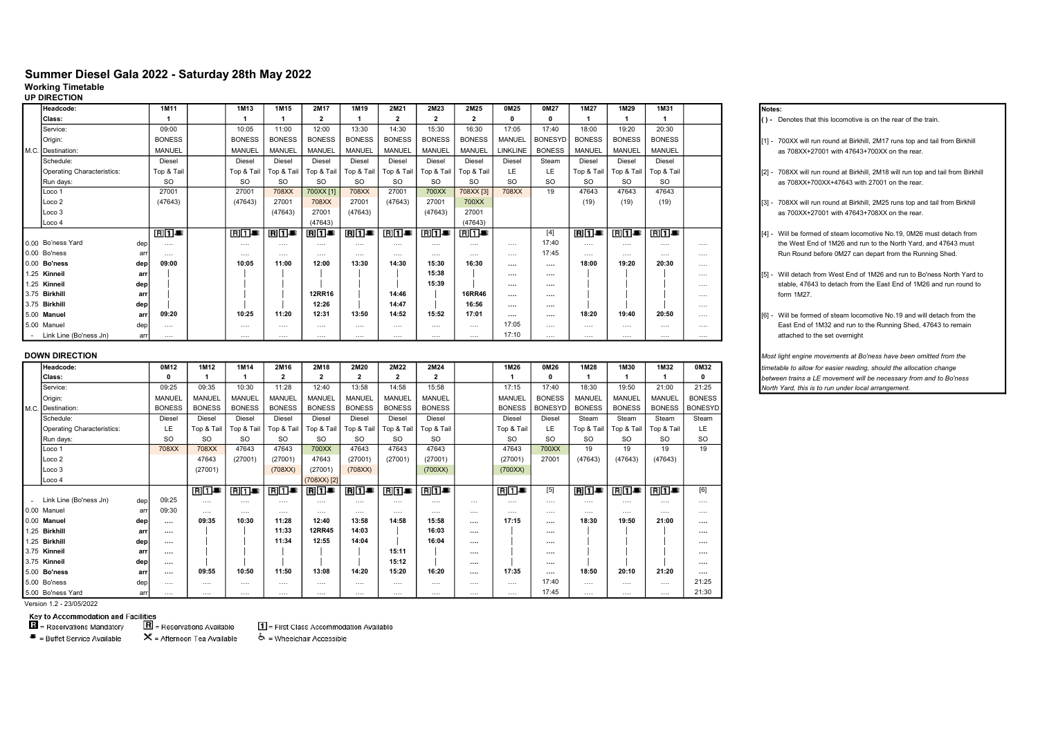# Summer Diesel Gala 2022 - Saturday 28th May 2022

**Working Timetable**

**UP DIRECTION**

| M.C. | Headcode: | | 1M11 | | 1M13 | 1M15 | 2M17 | 1M19 | 2M21 | 2M23 | 2M25 | 0M25 | 0M27 | 1M27 | 1M29 | 1M31 | |
|---|---|---|---|---|---|---|---|---|---|---|---|---|---|---|---|---|---|
| | Class: | | 1 | | 1 | 1 | 2 | 1 | 2 | 2 | 2 | 0 | 0 | 1 | 1 | 1 | |
| | Service: | | 09:00 | | 10:05 | 11:00 | 12:00 | 13:30 | 14:30 | 15:30 | 16:30 | 17:05 | 17:40 | 18:00 | 19:20 | 20:30 | |
| | Origin: | | BONESS | | BONESS | BONESS | BONESS | BONESS | BONESS | BONESS | BONESS | MANUEL | BONESYD | BONESS | BONESS | BONESS | |
| | Destination: | | MANUEL | | MANUEL | MANUEL | MANUEL | MANUEL | MANUEL | MANUEL | MANUEL | LINKLINE | BONESS | MANUEL | MANUEL | MANUEL | |
| | Schedule: | | Diesel | | Diesel | Diesel | Diesel | Diesel | Diesel | Diesel | Diesel | Diesel | Steam | Diesel | Diesel | Diesel | |
| | Operating Characteristics: | | Top & Tail | | Top & Tail | Top & Tail | Top & Tail | Top & Tail | Top & Tail | Top & Tail | Top & Tail | LE | LE | Top & Tail | Top & Tail | Top & Tail | |
| | Run days: | | SO | | SO | SO | SO | SO | SO | SO | SO | SO | SO | SO | SO | SO | |
| | Loco 1 | | 27001 | | 27001 | 708XX | 700XX [1] | 708XX | 27001 | 700XX | 708XX [3] | 708XX | 19 | 47643 | 47643 | 47643 | |
| | Loco 2 | | (47643) | | (47643) | 27001 | 708XX | 27001 | (47643) | 27001 | 700XX | | | (19) | (19) | (19) | |
| | Loco 3 | | | | | (47643) | 27001 | (47643) | | (47643) | 27001 | | | | | | |
| | Loco 4 | | | | | | (47643) | | | | (47643) | | | | | | |
| | | | R 1 ■ | | R 1 ■ | R 1 ■ | R 1 ■ | R 1 ■ | R 1 ■ | R 1 ■ | R 1 ■ | | [4] | R 1 ■ | R 1 ■ | R 1 ■ | |
| 0.00 | Bo'ness Yard | dep | .... | | .... | .... | .... | .... | .... | .... | .... | .... | 17:40 | .... | .... | .... | .... |
| 0.00 | Bo'ness | arr | .... | | .... | .... | .... | .... | .... | .... | .... | .... | 17:45 | .... | .... | .... | .... |
| 0.00 | **Bo'ness** | **dep** | **09:00** | | **10:05** | **11:00** | **12:00** | **13:30** | **14:30** | **15:30** | **16:30** | **....** | **....** | **18:00** | **19:20** | **20:30** | .... |
| 1.25 | **Kinneil** | **arr** | \| | | \| | \| | \| | \| | \| | **15:38** | \| | **....** | **....** | \| | \| | \| | .... |
| 1.25 | **Kinneil** | **dep** | \| | | \| | \| | \| | \| | \| | **15:39** | \| | **....** | **....** | \| | \| | \| | .... |
| 3.75 | **Birkhill** | **arr** | \| | | \| | \| | **12RR16** | \| | **14:46** | \| | **16RR46** | **....** | **....** | \| | \| | \| | .... |
| 3.75 | **Birkhill** | **dep** | \| | | \| | \| | **12:26** | \| | **14:47** | \| | **16:56** | **....** | **....** | \| | \| | \| | .... |
| 5.00 | **Manuel** | **arr** | **09:20** | | **10:25** | **11:20** | **12:31** | **13:50** | **14:52** | **15:52** | **17:01** | **....** | **....** | **18:20** | **19:40** | **20:50** | .... |
| 5.00 | Manuel | dep | .... | | .... | .... | .... | .... | .... | .... | .... | 17:05 | .... | .... | .... | .... | .... |
| - | Link Line (Bo'ness Jn) | arr | .... | | .... | .... | .... | .... | .... | .... | .... | 17:10 | .... | .... | .... | .... | .... |

**DOWN DIRECTION**

| M.C. | Headcode: | | 0M12 | 1M12 | 1M14 | 2M16 | 2M18 | 2M20 | 2M22 | 2M24 | | 1M26 | 0M26 | 1M28 | 1M30 | 1M32 | 0M32 |
|---|---|---|---|---|---|---|---|---|---|---|---|---|---|---|---|---|---|
| | Class: | | 0 | 1 | 1 | 2 | 2 | 2 | 2 | 2 | | 1 | 0 | 1 | 1 | 1 | 0 |
| | Service: | | 09:25 | 09:35 | 10:30 | 11:28 | 12:40 | 13:58 | 14:58 | 15:58 | | 17:15 | 17:40 | 18:30 | 19:50 | 21:00 | 21:25 |
| | Origin: | | MANUEL | MANUEL | MANUEL | MANUEL | MANUEL | MANUEL | MANUEL | MANUEL | | MANUEL | BONESS | MANUEL | MANUEL | MANUEL | BONESS |
| | Destination: | | BONESS | BONESS | BONESS | BONESS | BONESS | BONESS | BONESS | BONESS | | BONESS | BONESYD | BONESS | BONESS | BONESS | BONESYD |
| | Schedule: | | Diesel | Diesel | Diesel | Diesel | Diesel | Diesel | Diesel | Diesel | | Diesel | Diesel | Steam | Steam | Steam | Steam |
| | Operating Characteristics: | | LE | Top & Tail | Top & Tail | Top & Tail | Top & Tail | Top & Tail | Top & Tail | Top & Tail | | Top & Tail | LE | Top & Tail | Top & Tail | Top & Tail | LE |
| | Run days: | | SO | SO | SO | SO | SO | SO | SO | SO | | SO | SO | SO | SO | SO | SO |
| | Loco 1 | | 708XX | 708XX | 47643 | 47643 | 700XX | 47643 | 47643 | 47643 | | 47643 | 700XX | 19 | 19 | 19 | 19 |
| | Loco 2 | | | 47643 | (27001) | (27001) | 47643 | (27001) | (27001) | (27001) | | (27001) | 27001 | (47643) | (47643) | (47643) | |
| | Loco 3 | | | (27001) | | (708XX) | (27001) | (708XX) | | (700XX) | | (700XX) | | | | | |
| | Loco 4 | | | | | | (708XX) [2] | | | | | | | | | | |
| | | | | R 1 ■ | R 1 ■ | R 1 ■ | R 1 ■ | R 1 ■ | R 1 ■ | R 1 ■ | | R 1 ■ | [5] | R 1 ■ | R 1 ■ | R 1 ■ | [6] |
| - | Link Line (Bo'ness Jn) | dep | 09:25 | .... | .... | .... | .... | .... | .... | .... | .... | .... | .... | .... | .... | .... | .... |
| 0.00 | Manuel | arr | 09:30 | .... | .... | .... | .... | .... | .... | .... | .... | .... | .... | .... | .... | .... | .... |
| 0.00 | **Manuel** | **dep** | **....** | **09:35** | **10:30** | **11:28** | **12:40** | **13:58** | **14:58** | **15:58** | **....** | **17:15** | **....** | **18:30** | **19:50** | **21:00** | **....** |
| 1.25 | **Birkhill** | **arr** | **....** | \| | \| | **11:33** | **12RR45** | **14:03** | \| | **16:03** | **....** | \| | **....** | \| | \| | \| | **....** |
| 1.25 | **Birkhill** | **dep** | **....** | \| | \| | **11:34** | **12:55** | **14:04** | \| | **16:04** | **....** | \| | **....** | \| | \| | \| | **....** |
| 3.75 | **Kinneil** | **arr** | **....** | \| | \| | \| | \| | \| | **15:11** | \| | **....** | \| | **....** | \| | \| | \| | **....** |
| 3.75 | **Kinneil** | **dep** | **....** | \| | \| | \| | \| | \| | **15:12** | \| | **....** | \| | **....** | \| | \| | \| | **....** |
| 5.00 | **Bo'ness** | **arr** | **....** | **09:55** | **10:50** | **11:50** | **13:08** | **14:20** | **15:20** | **16:20** | **....** | **17:35** | **....** | **18:50** | **20:10** | **21:20** | **....** |
| 5.00 | Bo'ness | dep | .... | .... | .... | .... | .... | .... | .... | .... | .... | .... | 17:40 | .... | .... | .... | 21:25 |
| 5.00 | Bo'ness Yard | arr | .... | .... | .... | .... | .... | .... | .... | .... | .... | .... | 17:45 | .... | .... | .... | 21:30 |

Version 1.2 - 23/05/2022

**Key to Accommodation and Facilities**

- R (solid) = Reservations Mandatory
- R = Reservations Available
- 1 = First Class Accommodation Available
- ■ = Buffet Service Available
- ✕ = Afternoon Tea Available
- ♿ = Wheelchair Accessible

**Notes:**

( ) - Denotes that this locomotive is on the rear of the train.

[1] - 700XX will run round at Birkhill, 2M17 runs top and tail from Birkhill as 708XX+27001 with 47643+700XX on the rear.

[2] - 708XX will run round at Birkhill, 2M18 will run top and tail from Birkhill as 708XX+700XX+47643 with 27001 on the rear.

[3] - 708XX will run round at Birkhill, 2M25 runs top and tail from Birkhill as 700XX+27001 with 47643+708XX on the rear.

[4] - Will be formed of steam locomotive No.19, 0M26 must detach from the West End of 1M26 and run to the North Yard, and 47643 must Run Round before 0M27 can depart from the Running Shed.

[5] - Will detach from West End of 1M26 and run to Bo'ness North Yard to stable, 47643 to detach from the East End of 1M26 and run round to form 1M27.

[6] - Will be formed of steam locomotive No.19 and will detach from the East End of 1M32 and run to the Running Shed, 47643 to remain attached to the set overnight

*Most light engine movements at Bo'ness have been omitted from the timetable to allow for easier reading, should the allocation change between trains a LE movement will be necessary from and to Bo'ness North Yard, this is to run under local arrangement.*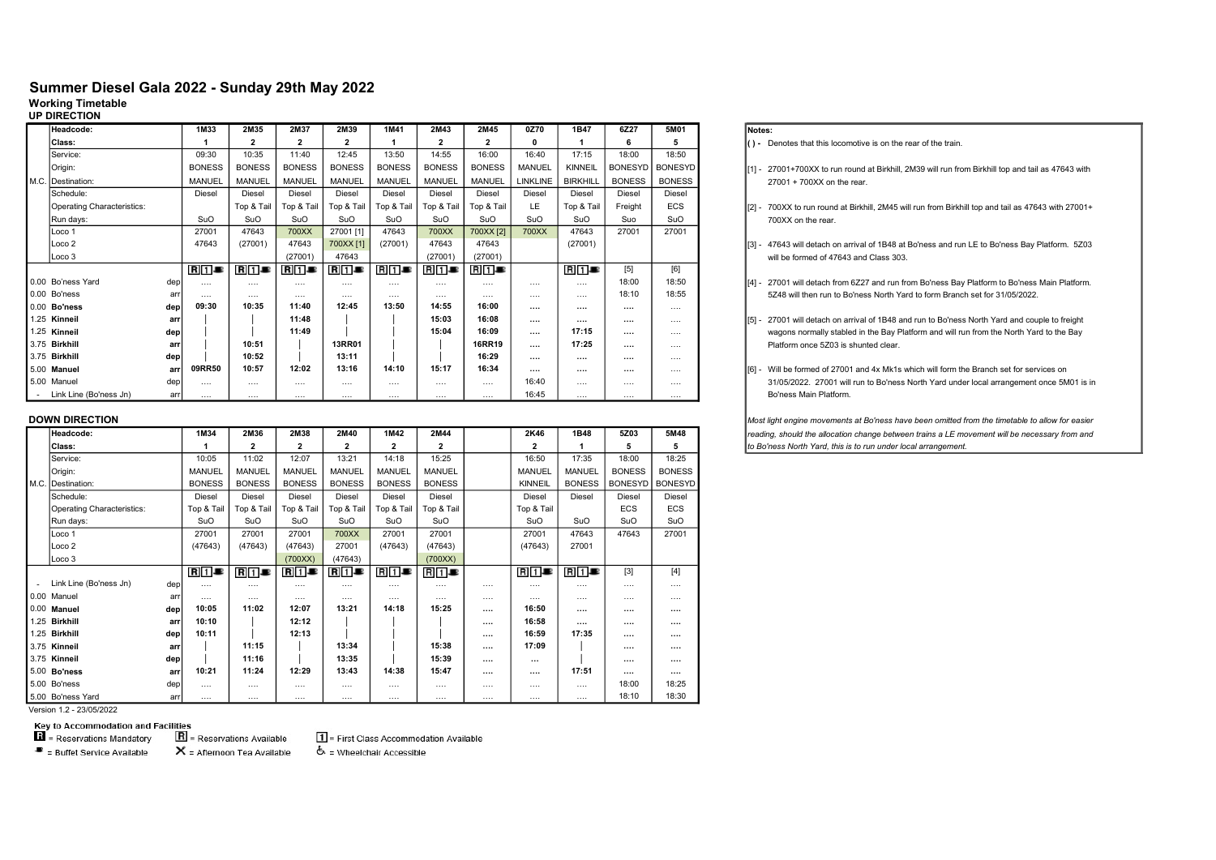# Summer Diesel Gala 2022 - Sunday 29th May 2022

## Working Timetable

### UP DIRECTION

| M.C. | Headcode: | | 1M33 | 2M35 | 2M37 | 2M39 | 1M41 | 2M43 | 2M45 | 0Z70 | 1B47 | 6Z27 | 5M01 |
|---|---|---|---|---|---|---|---|---|---|---|---|---|---|
| | Class: | | 1 | 2 | 2 | 2 | 1 | 2 | 2 | 0 | 1 | 6 | 5 |
| | Service: | | 09:30 | 10:35 | 11:40 | 12:45 | 13:50 | 14:55 | 16:00 | 16:40 | 17:15 | 18:00 | 18:50 |
| | Origin: | | BONESS | BONESS | BONESS | BONESS | BONESS | BONESS | BONESS | MANUEL | KINNEIL | BONESYD | BONESYD |
| | Destination: | | MANUEL | MANUEL | MANUEL | MANUEL | MANUEL | MANUEL | MANUEL | LINKLINE | BIRKHILL | BONESS | BONESS |
| | Schedule: | | Diesel | Diesel | Diesel | Diesel | Diesel | Diesel | Diesel | Diesel | Diesel | Diesel | Diesel |
| | Operating Characteristics: | | | Top & Tail | Top & Tail | Top & Tail | Top & Tail | Top & Tail | Top & Tail | LE | Top & Tail | Freight | ECS |
| | Run days: | | SuO | SuO | SuO | SuO | SuO | SuO | SuO | SuO | SuO | Suo | SuO |
| | Loco 1 | | 27001 | 47643 | 700XX | 27001 [1] | 47643 | 700XX | 700XX [2] | 700XX | 47643 | 27001 | 27001 |
| | Loco 2 | | 47643 | (27001) | 47643 | 700XX [1] | (27001) | 47643 | 47643 | | (27001) | | |
| | Loco 3 | | | | (27001) | 47643 | | (27001) | (27001) | | | | |
| | | | R 1 | R 1 | R 1 | R 1 | R 1 | R 1 | R 1 | | R 1 | [5] | [6] |
| 0.00 | Bo'ness Yard | dep | .... | .... | .... | .... | .... | .... | .... | .... | .... | 18:00 | 18:50 |
| 0.00 | Bo'ness | arr | .... | .... | .... | .... | .... | .... | .... | .... | .... | 18:10 | 18:55 |
| 0.00 | **Bo'ness** | dep | 09:30 | 10:35 | 11:40 | 12:45 | 13:50 | 14:55 | 16:00 | .... | .... | .... | .... |
| 1.25 | **Kinneil** | arr | \| | \| | 11:48 | \| | \| | 15:03 | 16:08 | .... | .... | .... | .... |
| 1.25 | **Kinneil** | dep | \| | \| | 11:49 | \| | \| | 15:04 | 16:09 | .... | 17:15 | .... | .... |
| 3.75 | **Birkhill** | arr | \| | 10:51 | \| | 13RR01 | \| | \| | 16RR19 | .... | 17:25 | .... | .... |
| 3.75 | **Birkhill** | dep | \| | 10:52 | \| | 13:11 | \| | \| | 16:29 | .... | .... | .... | .... |
| 5.00 | **Manuel** | arr | 09RR50 | 10:57 | 12:02 | 13:16 | 14:10 | 15:17 | 16:34 | .... | .... | .... | .... |
| 5.00 | Manuel | dep | .... | .... | .... | .... | .... | .... | .... | 16:40 | .... | .... | .... |
| - | Link Line (Bo'ness Jn) | arr | .... | .... | .... | .... | .... | .... | .... | 16:45 | .... | .... | .... |

### DOWN DIRECTION

| M.C. | Headcode: | | 1M34 | 2M36 | 2M38 | 2M40 | 1M42 | 2M44 | | 2K46 | 1B48 | 5Z03 | 5M48 |
|---|---|---|---|---|---|---|---|---|---|---|---|---|---|
| | Class: | | 1 | 2 | 2 | 2 | 2 | 2 | | 2 | 1 | 5 | 5 |
| | Service: | | 10:05 | 11:02 | 12:07 | 13:21 | 14:18 | 15:25 | | 16:50 | 17:35 | 18:00 | 18:25 |
| | Origin: | | MANUEL | MANUEL | MANUEL | MANUEL | MANUEL | MANUEL | | MANUEL | MANUEL | BONESS | BONESS |
| | Destination: | | BONESS | BONESS | BONESS | BONESS | BONESS | BONESS | | KINNEIL | BONESS | BONESYD | BONESYD |
| | Schedule: | | Diesel | Diesel | Diesel | Diesel | Diesel | Diesel | | Diesel | Diesel | Diesel | Diesel |
| | Operating Characteristics: | | Top & Tail | Top & Tail | Top & Tail | Top & Tail | Top & Tail | Top & Tail | | Top & Tail | | ECS | ECS |
| | Run days: | | SuO | SuO | SuO | SuO | SuO | SuO | | SuO | SuO | SuO | SuO |
| | Loco 1 | | 27001 | 27001 | 27001 | 700XX | 27001 | 27001 | | 27001 | 47643 | 47643 | 27001 |
| | Loco 2 | | (47643) | (47643) | (47643) | 27001 | (47643) | (47643) | | (47643) | 27001 | | |
| | Loco 3 | | | | (700XX) | (47643) | | (700XX) | | | | | |
| | | | R 1 | R 1 | R 1 | R 1 | R 1 | R 1 | | R 1 | R 1 | [3] | [4] |
| - | Link Line (Bo'ness Jn) | dep | .... | .... | .... | .... | .... | .... | .... | .... | .... | .... | .... |
| 0.00 | Manuel | arr | .... | .... | .... | .... | .... | .... | .... | .... | .... | .... | .... |
| 0.00 | **Manuel** | dep | 10:05 | 11:02 | 12:07 | 13:21 | 14:18 | 15:25 | .... | 16:50 | .... | .... | .... |
| 1.25 | **Birkhill** | arr | 10:10 | \| | 12:12 | \| | \| | \| | .... | 16:58 | .... | .... | .... |
| 1.25 | **Birkhill** | dep | 10:11 | \| | 12:13 | \| | \| | \| | .... | 16:59 | 17:35 | .... | .... |
| 3.75 | **Kinneil** | arr | \| | 11:15 | \| | 13:34 | \| | 15:38 | .... | 17:09 | \| | .... | .... |
| 3.75 | **Kinneil** | dep | \| | 11:16 | \| | 13:35 | \| | 15:39 | .... | ... | \| | .... | .... |
| 5.00 | **Bo'ness** | arr | 10:21 | 11:24 | 12:29 | 13:43 | 14:38 | 15:47 | .... | .... | 17:51 | .... | .... |
| 5.00 | Bo'ness | dep | .... | .... | .... | .... | .... | .... | .... | .... | .... | 18:00 | 18:25 |
| 5.00 | Bo'ness Yard | arr | .... | .... | .... | .... | .... | .... | .... | .... | .... | 18:10 | 18:30 |

Version 1.2 - 23/05/2022

**Key to Accommodation and Facilities**

R = Reservations Mandatory | R = Reservations Available | 1 = First Class Accommodation Available

= Buffet Service Available | X = Afternoon Tea Available | = Wheelchair Accessible

**Notes:**

( ) - Denotes that this locomotive is on the rear of the train.

[1] - 27001+700XX to run round at Birkhill, 2M39 will run from Birkhill top and tail as 47643 with 27001 + 700XX on the rear.

[2] - 700XX to run round at Birkhill, 2M45 will run from Birkhill top and tail as 47643 with 27001+ 700XX on the rear.

[3] - 47643 will detach on arrival of 1B48 at Bo'ness and run LE to Bo'ness Bay Platform. 5Z03 will be formed of 47643 and Class 303.

[4] - 27001 will detach from 6Z27 and run from Bo'ness Bay Platform to Bo'ness Main Platform. 5Z48 will then run to Bo'ness North Yard to form Branch set for 31/05/2022.

[5] - 27001 will detach on arrival of 1B48 and run to Bo'ness North Yard and couple to freight wagons normally stabled in the Bay Platform and will run from the North Yard to the Bay Platform once 5Z03 is shunted clear.

[6] - Will be formed of 27001 and 4x Mk1s which will form the Branch set for services on 31/05/2022. 27001 will run to Bo'ness North Yard under local arrangement once 5M01 is in Bo'ness Main Platform.

*Most light engine movements at Bo'ness have been omitted from the timetable to allow for easier reading, should the allocation change between trains a LE movement will be necessary from and to Bo'ness North Yard, this is to run under local arrangement.*